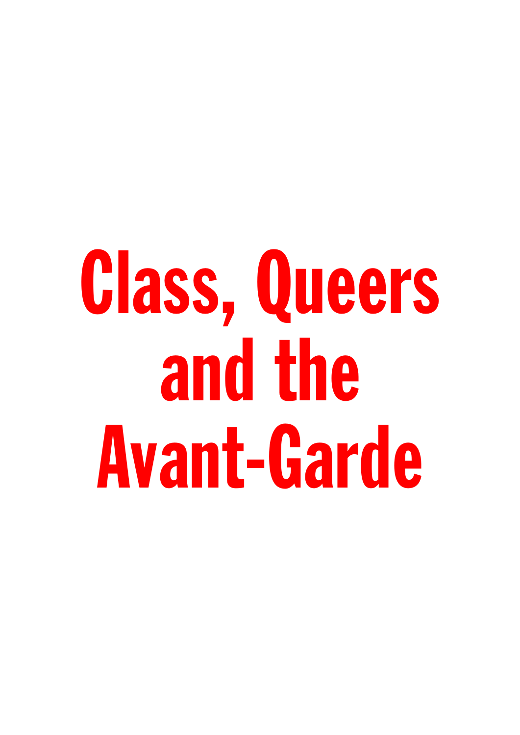# Class, Queers and the Avant-Garde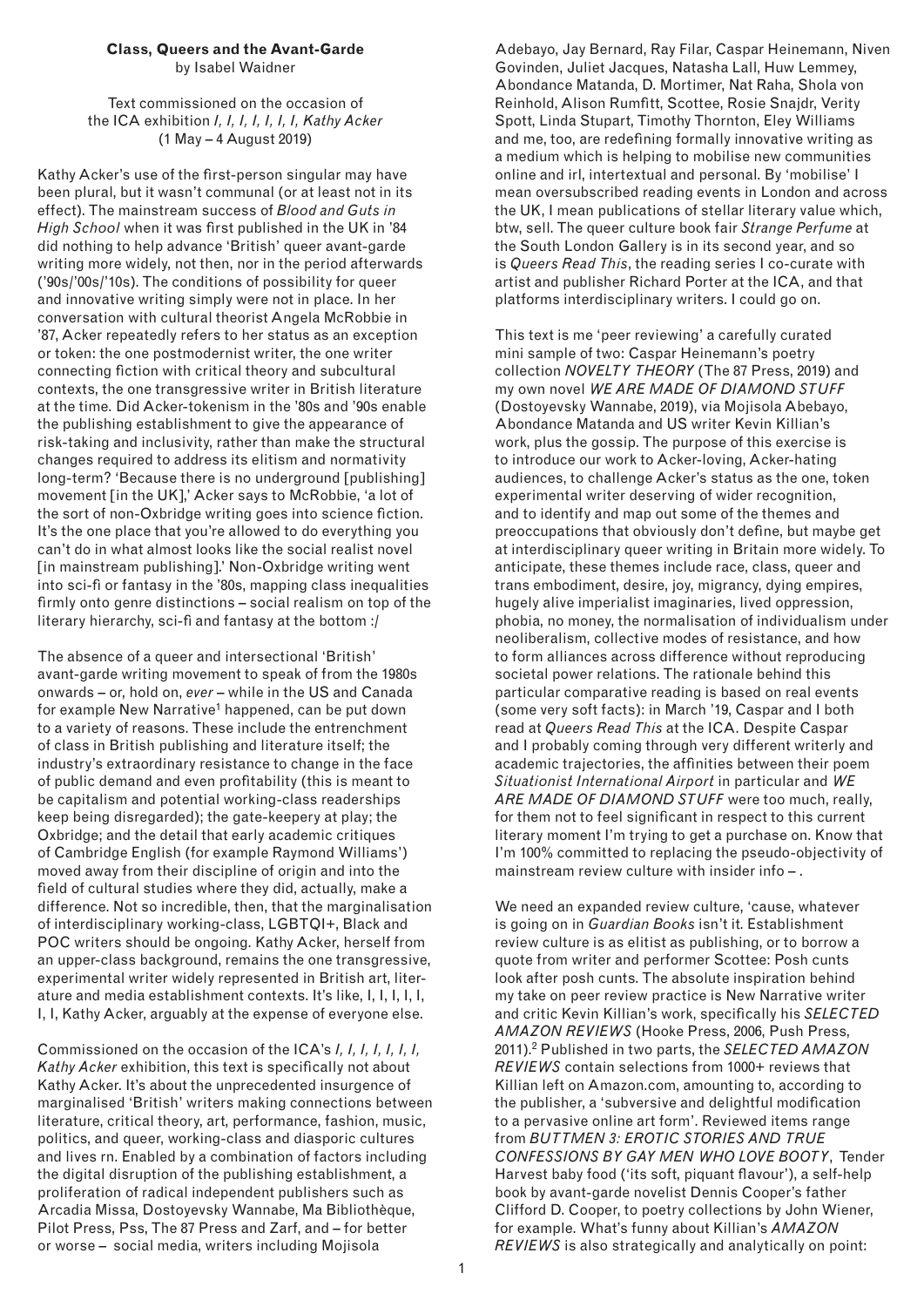**Class, Queers and the Avant-Garde**
by Isabel Waidner

Text commissioned on the occasion of the ICA exhibition *I, I, I, I, I, I, I, Kathy Acker* (1 May – 4 August 2019)

Kathy Acker's use of the first-person singular may have been plural, but it wasn't communal (or at least not in its effect). The mainstream success of *Blood and Guts in High School* when it was first published in the UK in '84 did nothing to help advance 'British' queer avant-garde writing more widely, not then, nor in the period afterwards ('90s/'00s/'10s). The conditions of possibility for queer and innovative writing simply were not in place. In her conversation with cultural theorist Angela McRobbie in '87, Acker repeatedly refers to her status as an exception or token: the one postmodernist writer, the one writer connecting fiction with critical theory and subcultural contexts, the one transgressive writer in British literature at the time. Did Acker-tokenism in the '80s and '90s enable the publishing establishment to give the appearance of risk-taking and inclusivity, rather than make the structural changes required to address its elitism and normativity long-term? 'Because there is no underground [publishing] movement [in the UK],' Acker says to McRobbie, 'a lot of the sort of non-Oxbridge writing goes into science fiction. It's the one place that you're allowed to do everything you can't do in what almost looks like the social realist novel [in mainstream publishing].' Non-Oxbridge writing went into sci-fi or fantasy in the '80s, mapping class inequalities firmly onto genre distinctions – social realism on top of the literary hierarchy, sci-fi and fantasy at the bottom :/

The absence of a queer and intersectional 'British' avant-garde writing movement to speak of from the 1980s onwards – or, hold on, *ever* – while in the US and Canada for example New Narrative[1] happened, can be put down to a variety of reasons. These include the entrenchment of class in British publishing and literature itself; the industry's extraordinary resistance to change in the face of public demand and even profitability (this is meant to be capitalism and potential working-class readerships keep being disregarded); the gate-keepery at play; the Oxbridge; and the detail that early academic critiques of Cambridge English (for example Raymond Williams') moved away from their discipline of origin and into the field of cultural studies where they did, actually, make a difference. Not so incredible, then, that the marginalisation of interdisciplinary working-class, LGBTQI+, Black and POC writers should be ongoing. Kathy Acker, herself from an upper-class background, remains the one transgressive, experimental writer widely represented in British art, literature and media establishment contexts. It's like, I, I, I, I, I, I, I, Kathy Acker, arguably at the expense of everyone else.

Commissioned on the occasion of the ICA's *I, I, I, I, I, I, I, Kathy Acker* exhibition, this text is specifically not about Kathy Acker. It's about the unprecedented insurgence of marginalised 'British' writers making connections between literature, critical theory, art, performance, fashion, music, politics, and queer, working-class and diasporic cultures and lives rn. Enabled by a combination of factors including the digital disruption of the publishing establishment, a proliferation of radical independent publishers such as Arcadia Missa, Dostoyevsky Wannabe, Ma Bibliothèque, Pilot Press, Pss, The 87 Press and Zarf, and – for better or worse – social media, writers including Mojisola Adebayo, Jay Bernard, Ray Filar, Caspar Heinemann, Niven Govinden, Juliet Jacques, Natasha Lall, Huw Lemmey, Abondance Matanda, D. Mortimer, Nat Raha, Shola von Reinhold, Alison Rumfitt, Scottee, Rosie Snajdr, Verity Spott, Linda Stupart, Timothy Thornton, Eley Williams and me, too, are redefining formally innovative writing as a medium which is helping to mobilise new communities online and irl, intertextual and personal. By 'mobilise' I mean oversubscribed reading events in London and across the UK, I mean publications of stellar literary value which, btw, sell. The queer culture book fair *Strange Perfume* at the South London Gallery is in its second year, and so is *Queers Read This*, the reading series I co-curate with artist and publisher Richard Porter at the ICA, and that platforms interdisciplinary writers. I could go on.

This text is me 'peer reviewing' a carefully curated mini sample of two: Caspar Heinemann's poetry collection *NOVELTY THEORY* (The 87 Press, 2019) and my own novel *WE ARE MADE OF DIAMOND STUFF* (Dostoyevsky Wannabe, 2019), via Mojisola Abebayo, Abondance Matanda and US writer Kevin Killian's work, plus the gossip. The purpose of this exercise is to introduce our work to Acker-loving, Acker-hating audiences, to challenge Acker's status as the one, token experimental writer deserving of wider recognition, and to identify and map out some of the themes and preoccupations that obviously don't define, but maybe get at interdisciplinary queer writing in Britain more widely. To anticipate, these themes include race, class, queer and trans embodiment, desire, joy, migrancy, dying empires, hugely alive imperialist imaginaries, lived oppression, phobia, no money, the normalisation of individualism under neoliberalism, collective modes of resistance, and how to form alliances across difference without reproducing societal power relations. The rationale behind this particular comparative reading is based on real events (some very soft facts): in March '19, Caspar and I both read at *Queers Read This* at the ICA. Despite Caspar and I probably coming through very different writerly and academic trajectories, the affinities between their poem *Situationist International Airport* in particular and *WE ARE MADE OF DIAMOND STUFF* were too much, really, for them not to feel significant in respect to this current literary moment I'm trying to get a purchase on. Know that I'm 100% committed to replacing the pseudo-objectivity of mainstream review culture with insider info – .

We need an expanded review culture, 'cause, whatever is going on in *Guardian Books* isn't it. Establishment review culture is as elitist as publishing, or to borrow a quote from writer and performer Scottee: Posh cunts look after posh cunts. The absolute inspiration behind my take on peer review practice is New Narrative writer and critic Kevin Killian's work, specifically his *SELECTED AMAZON REVIEWS* (Hooke Press, 2006, Push Press, 2011).[2] Published in two parts, the *SELECTED AMAZON REVIEWS* contain selections from 1000+ reviews that Killian left on Amazon.com, amounting to, according to the publisher, a 'subversive and delightful modification to a pervasive online art form'. Reviewed items range from *BUTTMEN 3: EROTIC STORIES AND TRUE CONFESSIONS BY GAY MEN WHO LOVE BOOTY*, Tender Harvest baby food ('its soft, piquant flavour'), a self-help book by avant-garde novelist Dennis Cooper's father Clifford D. Cooper, to poetry collections by John Wiener, for example. What's funny about Killian's *AMAZON REVIEWS* is also strategically and analytically on point: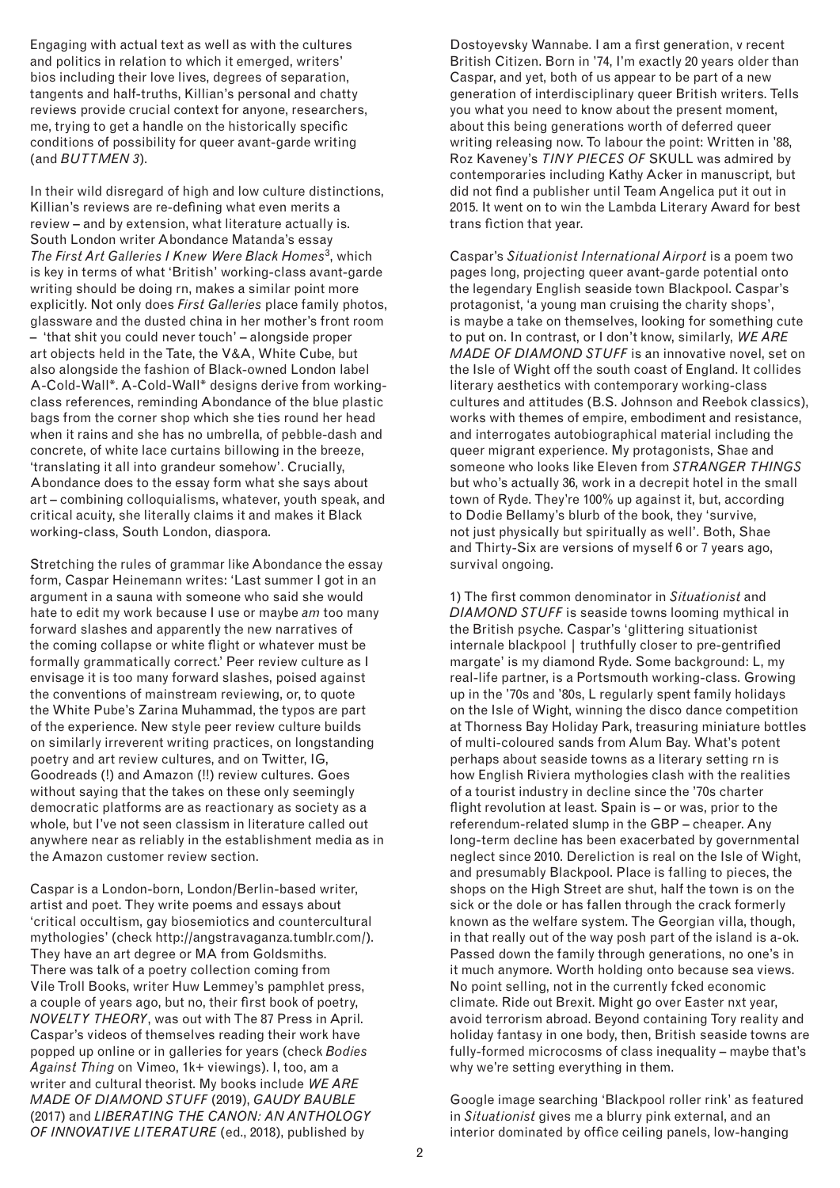Engaging with actual text as well as with the cultures and politics in relation to which it emerged, writers' bios including their love lives, degrees of separation, tangents and half-truths, Killian's personal and chatty reviews provide crucial context for anyone, researchers, me, trying to get a handle on the historically specific conditions of possibility for queer avant-garde writing (and *BUTTMEN 3*).

In their wild disregard of high and low culture distinctions, Killian's reviews are re-defining what even merits a review – and by extension, what literature actually is. South London writer Abondance Matanda's essay *The First Art Galleries I Knew Were Black Homes*[3], which is key in terms of what 'British' working-class avant-garde writing should be doing rn, makes a similar point more explicitly. Not only does *First Galleries* place family photos, glassware and the dusted china in her mother's front room – 'that shit you could never touch' – alongside proper art objects held in the Tate, the V&A, White Cube, but also alongside the fashion of Black-owned London label A-Cold-Wall*. A-Cold-Wall* designs derive from working-class references, reminding Abondance of the blue plastic bags from the corner shop which she ties round her head when it rains and she has no umbrella, of pebble-dash and concrete, of white lace curtains billowing in the breeze, 'translating it all into grandeur somehow'. Crucially, Abondance does to the essay form what she says about art – combining colloquialisms, whatever, youth speak, and critical acuity, she literally claims it and makes it Black working-class, South London, diaspora.

Stretching the rules of grammar like Abondance the essay form, Caspar Heinemann writes: 'Last summer I got in an argument in a sauna with someone who said she would hate to edit my work because I use or maybe *am* too many forward slashes and apparently the new narratives of the coming collapse or white flight or whatever must be formally grammatically correct.' Peer review culture as I envisage it is too many forward slashes, poised against the conventions of mainstream reviewing, or, to quote the White Pube's Zarina Muhammad, the typos are part of the experience. New style peer review culture builds on similarly irreverent writing practices, on longstanding poetry and art review cultures, and on Twitter, IG, Goodreads (!) and Amazon (!!) review cultures. Goes without saying that the takes on these only seemingly democratic platforms are as reactionary as society as a whole, but I've not seen classism in literature called out anywhere near as reliably in the establishment media as in the Amazon customer review section.

Caspar is a London-born, London/Berlin-based writer, artist and poet. They write poems and essays about 'critical occultism, gay biosemiotics and countercultural mythologies' (check http://angstravaganza.tumblr.com/). They have an art degree or MA from Goldsmiths. There was talk of a poetry collection coming from Vile Troll Books, writer Huw Lemmey's pamphlet press, a couple of years ago, but no, their first book of poetry, *NOVELTY THEORY*, was out with The 87 Press in April. Caspar's videos of themselves reading their work have popped up online or in galleries for years (check *Bodies Against Thing* on Vimeo, 1k+ viewings). I, too, am a writer and cultural theorist. My books include *WE ARE MADE OF DIAMOND STUFF* (2019), *GAUDY BAUBLE* (2017) and *LIBERATING THE CANON: AN ANTHOLOGY OF INNOVATIVE LITERATURE* (ed., 2018), published by Dostoyevsky Wannabe. I am a first generation, v recent British Citizen. Born in '74, I'm exactly 20 years older than Caspar, and yet, both of us appear to be part of a new generation of interdisciplinary queer British writers. Tells you what you need to know about the present moment, about this being generations worth of deferred queer writing releasing now. To labour the point: Written in '88, Roz Kaveney's *TINY PIECES OF* SKULL was admired by contemporaries including Kathy Acker in manuscript, but did not find a publisher until Team Angelica put it out in 2015. It went on to win the Lambda Literary Award for best trans fiction that year.

Caspar's *Situationist International Airport* is a poem two pages long, projecting queer avant-garde potential onto the legendary English seaside town Blackpool. Caspar's protagonist, 'a young man cruising the charity shops', is maybe a take on themselves, looking for something cute to put on. In contrast, or I don't know, similarly, *WE ARE MADE OF DIAMOND STUFF* is an innovative novel, set on the Isle of Wight off the south coast of England. It collides literary aesthetics with contemporary working-class cultures and attitudes (B.S. Johnson and Reebok classics), works with themes of empire, embodiment and resistance, and interrogates autobiographical material including the queer migrant experience. My protagonists, Shae and someone who looks like Eleven from *STRANGER THINGS* but who's actually 36, work in a decrepit hotel in the small town of Ryde. They're 100% up against it, but, according to Dodie Bellamy's blurb of the book, they 'survive, not just physically but spiritually as well'. Both, Shae and Thirty-Six are versions of myself 6 or 7 years ago, survival ongoing.

1) The first common denominator in *Situationist* and *DIAMOND STUFF* is seaside towns looming mythical in the British psyche. Caspar's 'glittering situationist internale blackpool | truthfully closer to pre-gentrified margate' is my diamond Ryde. Some background: L, my real-life partner, is a Portsmouth working-class. Growing up in the '70s and '80s, L regularly spent family holidays on the Isle of Wight, winning the disco dance competition at Thorness Bay Holiday Park, treasuring miniature bottles of multi-coloured sands from Alum Bay. What's potent perhaps about seaside towns as a literary setting rn is how English Riviera mythologies clash with the realities of a tourist industry in decline since the '70s charter flight revolution at least. Spain is – or was, prior to the referendum-related slump in the GBP – cheaper. Any long-term decline has been exacerbated by governmental neglect since 2010. Dereliction is real on the Isle of Wight, and presumably Blackpool. Place is falling to pieces, the shops on the High Street are shut, half the town is on the sick or the dole or has fallen through the crack formerly known as the welfare system. The Georgian villa, though, in that really out of the way posh part of the island is a-ok. Passed down the family through generations, no one's in it much anymore. Worth holding onto because sea views. No point selling, not in the currently fcked economic climate. Ride out Brexit. Might go over Easter nxt year, avoid terrorism abroad. Beyond containing Tory reality and holiday fantasy in one body, then, British seaside towns are fully-formed microcosms of class inequality – maybe that's why we're setting everything in them.

Google image searching 'Blackpool roller rink' as featured in *Situationist* gives me a blurry pink external, and an interior dominated by office ceiling panels, low-hanging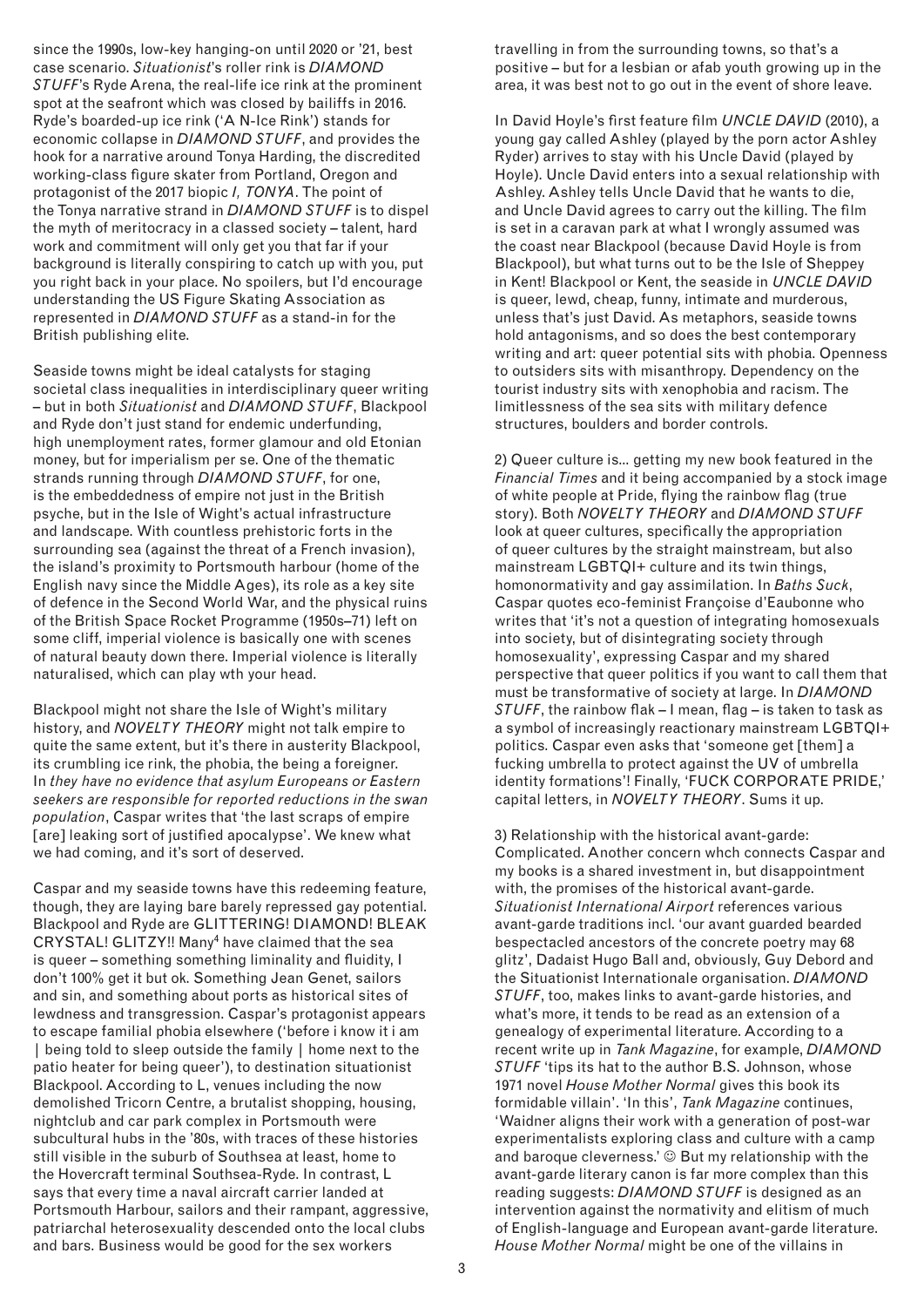since the 1990s, low-key hanging-on until 2020 or '21, best case scenario. *Situationist*'s roller rink is *DIAMOND STUFF*'s Ryde Arena, the real-life ice rink at the prominent spot at the seafront which was closed by bailiffs in 2016. Ryde's boarded-up ice rink ('A N-Ice Rink') stands for economic collapse in *DIAMOND STUFF*, and provides the hook for a narrative around Tonya Harding, the discredited working-class figure skater from Portland, Oregon and protagonist of the 2017 biopic *I, TONYA*. The point of the Tonya narrative strand in *DIAMOND STUFF* is to dispel the myth of meritocracy in a classed society – talent, hard work and commitment will only get you that far if your background is literally conspiring to catch up with you, put you right back in your place. No spoilers, but I'd encourage understanding the US Figure Skating Association as represented in *DIAMOND STUFF* as a stand-in for the British publishing elite.

Seaside towns might be ideal catalysts for staging societal class inequalities in interdisciplinary queer writing – but in both *Situationist* and *DIAMOND STUFF*, Blackpool and Ryde don't just stand for endemic underfunding, high unemployment rates, former glamour and old Etonian money, but for imperialism per se. One of the thematic strands running through *DIAMOND STUFF*, for one, is the embeddedness of empire not just in the British psyche, but in the Isle of Wight's actual infrastructure and landscape. With countless prehistoric forts in the surrounding sea (against the threat of a French invasion), the island's proximity to Portsmouth harbour (home of the English navy since the Middle Ages), its role as a key site of defence in the Second World War, and the physical ruins of the British Space Rocket Programme (1950s–71) left on some cliff, imperial violence is basically one with scenes of natural beauty down there. Imperial violence is literally naturalised, which can play wth your head.

Blackpool might not share the Isle of Wight's military history, and *NOVELTY THEORY* might not talk empire to quite the same extent, but it's there in austerity Blackpool, its crumbling ice rink, the phobia, the being a foreigner. In *they have no evidence that asylum Europeans or Eastern seekers are responsible for reported reductions in the swan population*, Caspar writes that 'the last scraps of empire [are] leaking sort of justified apocalypse'. We knew what we had coming, and it's sort of deserved.

Caspar and my seaside towns have this redeeming feature, though, they are laying bare barely repressed gay potential. Blackpool and Ryde are GLITTERING! DIAMOND! BLEAK CRYSTAL! GLITZY!! Many[4] have claimed that the sea is queer – something something liminality and fluidity, I don't 100% get it but ok. Something Jean Genet, sailors and sin, and something about ports as historical sites of lewdness and transgression. Caspar's protagonist appears to escape familial phobia elsewhere ('before i know it i am | being told to sleep outside the family | home next to the patio heater for being queer'), to destination situationist Blackpool. According to L, venues including the now demolished Tricorn Centre, a brutalist shopping, housing, nightclub and car park complex in Portsmouth were subcultural hubs in the '80s, with traces of these histories still visible in the suburb of Southsea at least, home to the Hovercraft terminal Southsea-Ryde. In contrast, L says that every time a naval aircraft carrier landed at Portsmouth Harbour, sailors and their rampant, aggressive, patriarchal heterosexuality descended onto the local clubs and bars. Business would be good for the sex workers travelling in from the surrounding towns, so that's a positive – but for a lesbian or afab youth growing up in the area, it was best not to go out in the event of shore leave.

In David Hoyle's first feature film *UNCLE DAVID* (2010), a young gay called Ashley (played by the porn actor Ashley Ryder) arrives to stay with his Uncle David (played by Hoyle). Uncle David enters into a sexual relationship with Ashley. Ashley tells Uncle David that he wants to die, and Uncle David agrees to carry out the killing. The film is set in a caravan park at what I wrongly assumed was the coast near Blackpool (because David Hoyle is from Blackpool), but what turns out to be the Isle of Sheppey in Kent! Blackpool or Kent, the seaside in *UNCLE DAVID* is queer, lewd, cheap, funny, intimate and murderous, unless that's just David. As metaphors, seaside towns hold antagonisms, and so does the best contemporary writing and art: queer potential sits with phobia. Openness to outsiders sits with misanthropy. Dependency on the tourist industry sits with xenophobia and racism. The limitlessness of the sea sits with military defence structures, boulders and border controls.

2) Queer culture is... getting my new book featured in the *Financial Times* and it being accompanied by a stock image of white people at Pride, flying the rainbow flag (true story). Both *NOVELTY THEORY* and *DIAMOND STUFF* look at queer cultures, specifically the appropriation of queer cultures by the straight mainstream, but also mainstream LGBTQI+ culture and its twin things, homonormativity and gay assimilation. In *Baths Suck*, Caspar quotes eco-feminist Françoise d'Eaubonne who writes that 'it's not a question of integrating homosexuals into society, but of disintegrating society through homosexuality', expressing Caspar and my shared perspective that queer politics if you want to call them that must be transformative of society at large. In *DIAMOND STUFF*, the rainbow flak – I mean, flag – is taken to task as a symbol of increasingly reactionary mainstream LGBTQI+ politics. Caspar even asks that 'someone get [them] a fucking umbrella to protect against the UV of umbrella identity formations'! Finally, 'FUCK CORPORATE PRIDE,' capital letters, in *NOVELTY THEORY*. Sums it up.

3) Relationship with the historical avant-garde: Complicated. Another concern whch connects Caspar and my books is a shared investment in, but disappointment with, the promises of the historical avant-garde. *Situationist International Airport* references various avant-garde traditions incl. 'our avant guarded bearded bespectacled ancestors of the concrete poetry may 68 glitz', Dadaist Hugo Ball and, obviously, Guy Debord and the Situationist Internationale organisation. *DIAMOND STUFF*, too, makes links to avant-garde histories, and what's more, it tends to be read as an extension of a genealogy of experimental literature. According to a recent write up in *Tank Magazine*, for example, *DIAMOND STUFF* 'tips its hat to the author B.S. Johnson, whose 1971 novel *House Mother Normal* gives this book its formidable villain'. 'In this', *Tank Magazine* continues, 'Waidner aligns their work with a generation of post-war experimentalists exploring class and culture with a camp and baroque cleverness.' ☺ But my relationship with the avant-garde literary canon is far more complex than this reading suggests: *DIAMOND STUFF* is designed as an intervention against the normativity and elitism of much of English-language and European avant-garde literature. *House Mother Normal* might be one of the villains in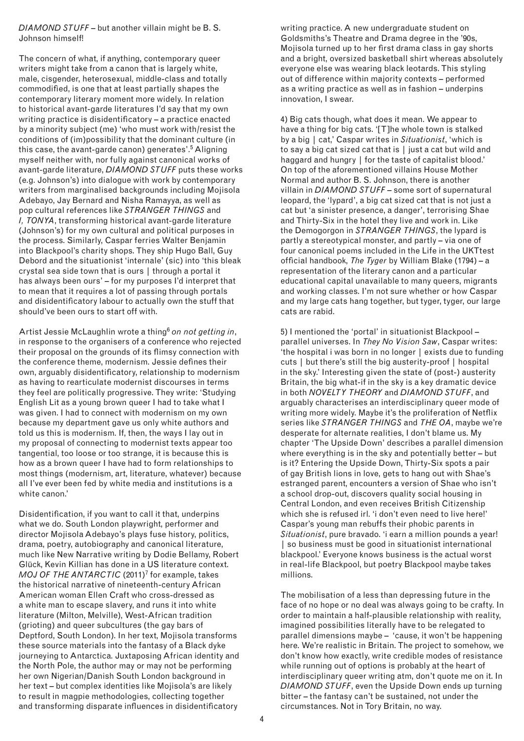*DIAMOND STUFF* – but another villain might be B. S. Johnson himself!

The concern of what, if anything, contemporary queer writers might take from a canon that is largely white, male, cisgender, heterosexual, middle-class and totally commodified, is one that at least partially shapes the contemporary literary moment more widely. In relation to historical avant-garde literatures I'd say that my own writing practice is disidentificatory – a practice enacted by a minority subject (me) 'who must work with/resist the conditions of (im)possibility that the dominant culture (in this case, the avant-garde canon) generates'.[5] Aligning myself neither with, nor fully against canonical works of avant-garde literature, *DIAMOND STUFF* puts these works (e.g. Johnson's) into dialogue with work by contemporary writers from marginalised backgrounds including Mojisola Adebayo, Jay Bernard and Nisha Ramayya, as well as pop cultural references like *STRANGER THINGS* and *I, TONYA*, transforming historical avant-garde literature (Johnson's) for my own cultural and political purposes in the process. Similarly, Caspar ferries Walter Benjamin into Blackpool's charity shops. They ship Hugo Ball, Guy Debord and the situationist 'internale' (sic) into 'this bleak crystal sea side town that is ours | through a portal it has always been ours' – for my purposes I'd interpret that to mean that it requires a lot of passing through portals and disidentificatory labour to actually own the stuff that should've been ours to start off with.

Artist Jessie McLaughlin wrote a thing[6] *on not getting in*, in response to the organisers of a conference who rejected their proposal on the grounds of its flimsy connection with the conference theme, modernism. Jessie defines their own, arguably disidentificatory, relationship to modernism as having to rearticulate modernist discourses in terms they feel are politically progressive. They write: 'Studying English Lit as a young brown queer I had to take what I was given. I had to connect with modernism on my own because my department gave us only white authors and told us this is modernism. If, then, the ways I lay out in my proposal of connecting to modernist texts appear too tangential, too loose or too strange, it is because this is how as a brown queer I have had to form relationships to most things (modernism, art, literature, whatever) because all I've ever been fed by white media and institutions is a white canon.'

Disidentification, if you want to call it that, underpins what we do. South London playwright, performer and director Mojisola Adebayo's plays fuse history, politics, drama, poetry, autobiography and canonical literature, much like New Narrative writing by Dodie Bellamy, Robert Glück, Kevin Killian has done in a US literature context. *MOJ OF THE ANTARCTIC* (2011)[7] for example, takes the historical narrative of nineteenth-century African American woman Ellen Craft who cross-dressed as a white man to escape slavery, and runs it into white literature (Milton, Melville), West-African tradition (grioting) and queer subcultures (the gay bars of Deptford, South London). In her text, Mojisola transforms these source materials into the fantasy of a Black dyke journeying to Antarctica. Juxtaposing African identity and the North Pole, the author may or may not be performing her own Nigerian/Danish South London background in her text – but complex identities like Mojisola's are likely to result in magpie methodologies, collecting together and transforming disparate influences in disidentificatory writing practice. A new undergraduate student on Goldsmiths's Theatre and Drama degree in the '90s, Mojisola turned up to her first drama class in gay shorts and a bright, oversized basketball shirt whereas absolutely everyone else was wearing black leotards. This styling out of difference within majority contexts – performed as a writing practice as well as in fashion – underpins innovation, I swear.

4) Big cats though, what does it mean. We appear to have a thing for big cats. '[T]he whole town is stalked by a big | cat,' Caspar writes in *Situationist*, 'which is to say a big cat sized cat that is | just a cat but wild and haggard and hungry | for the taste of capitalist blood.' On top of the aforementioned villains House Mother Normal and author B. S. Johnson, there is another villain in *DIAMOND STUFF* – some sort of supernatural leopard, the 'lypard', a big cat sized cat that is not just a cat but 'a sinister presence, a danger', terrorising Shae and Thirty-Six in the hotel they live and work in. Like the Demogorgon in *STRANGER THINGS*, the lypard is partly a stereotypical monster, and partly – via one of four canonical poems included in the Life in the UKTtest official handbook, *The Tyger* by William Blake (1794) – a representation of the literary canon and a particular educational capital unavailable to many queers, migrants and working classes. I'm not sure whether or how Caspar and my large cats hang together, but tyger, tyger, our large cats are rabid.

5) I mentioned the 'portal' in situationist Blackpool – parallel universes. In *They No Vision Saw*, Caspar writes: 'the hospital i was born in no longer | exists due to funding cuts | but there's still the big austerity-proof | hospital in the sky.' Interesting given the state of (post-) austerity Britain, the big what-if in the sky is a key dramatic device in both *NOVELTY THEORY* and *DIAMOND STUFF*, and arguably characterises an interdisciplinary queer mode of writing more widely. Maybe it's the proliferation of Netflix series like *STRANGER THINGS* and *THE OA*, maybe we're desperate for alternate realities, I don't blame us. My chapter 'The Upside Down' describes a parallel dimension where everything is in the sky and potentially better – but is it? Entering the Upside Down, Thirty-Six spots a pair of gay British lions in love, gets to hang out with Shae's estranged parent, encounters a version of Shae who isn't a school drop-out, discovers quality social housing in Central London, and even receives British Citizenship which she is refused irl. 'i don't even need to live here!' Caspar's young man rebuffs their phobic parents in *Situationist*, pure bravado. 'i earn a million pounds a year! | so business must be good in situationist international blackpool.' Everyone knows business is the actual worst in real-life Blackpool, but poetry Blackpool maybe takes millions.

The mobilisation of a less than depressing future in the face of no hope or no deal was always going to be crafty. In order to maintain a half-plausible relationship with reality, imagined possibilities literally have to be relegated to parallel dimensions maybe – 'cause, it won't be happening here. We're realistic in Britain. The project to somehow, we don't know how exactly, write credible modes of resistance while running out of options is probably at the heart of interdisciplinary queer writing atm, don't quote me on it. In *DIAMOND STUFF*, even the Upside Down ends up turning bitter – the fantasy can't be sustained, not under the circumstances. Not in Tory Britain, no way.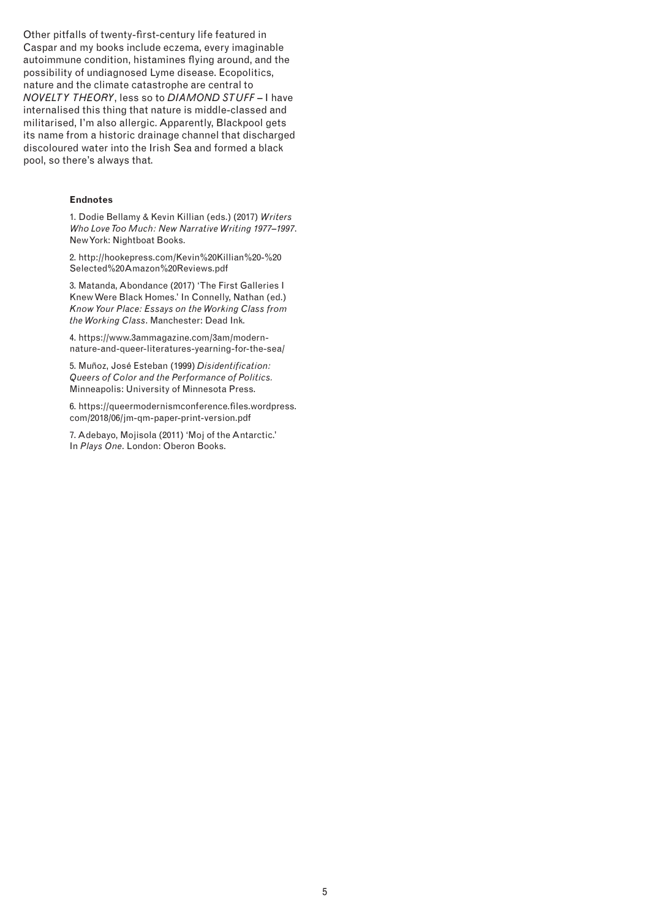Other pitfalls of twenty-first-century life featured in Caspar and my books include eczema, every imaginable autoimmune condition, histamines flying around, and the possibility of undiagnosed Lyme disease. Ecopolitics, nature and the climate catastrophe are central to *NOVELTY THEORY*, less so to *DIAMOND STUFF* – I have internalised this thing that nature is middle-classed and militarised, I'm also allergic. Apparently, Blackpool gets its name from a historic drainage channel that discharged discoloured water into the Irish Sea and formed a black pool, so there's always that.

**Endnotes**

1. Dodie Bellamy & Kevin Killian (eds.) (2017) *Writers Who Love Too Much: New Narrative Writing 1977–1997*. New York: Nightboat Books.

2. http://hookepress.com/Kevin%20Killian%20-%20Selected%20Amazon%20Reviews.pdf

3. Matanda, Abondance (2017) 'The First Galleries I Knew Were Black Homes.' In Connelly, Nathan (ed.) *Know Your Place: Essays on the Working Class from the Working Class*. Manchester: Dead Ink.

4. https://www.3ammagazine.com/3am/modern-nature-and-queer-literatures-yearning-for-the-sea/

5. Muñoz, José Esteban (1999) *Disidentification: Queers of Color and the Performance of Politics.* Minneapolis: University of Minnesota Press.

6. https://queermodernismconference.files.wordpress.com/2018/06/jm-qm-paper-print-version.pdf

7. Adebayo, Mojisola (2011) 'Moj of the Antarctic.' In *Plays One*. London: Oberon Books.